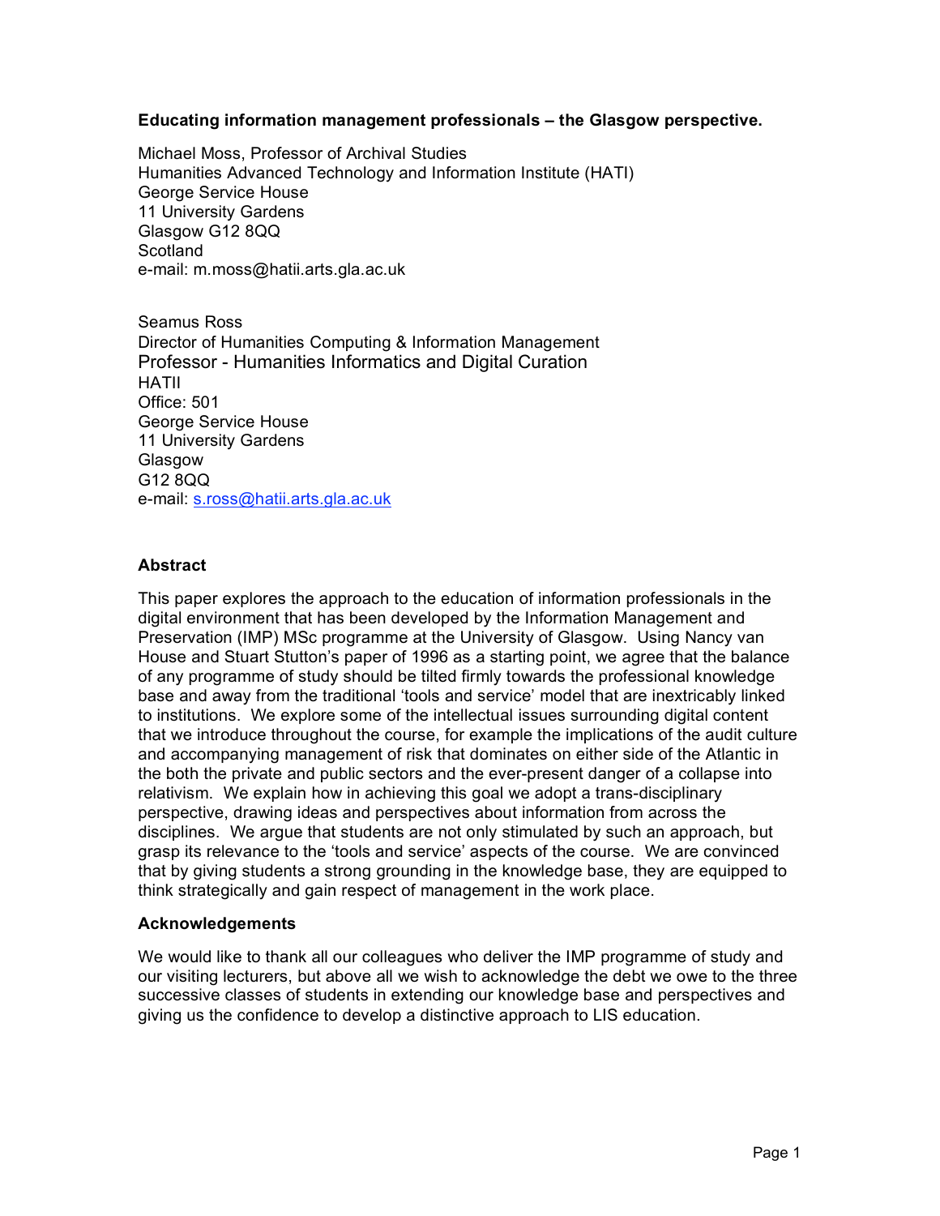**Educating information management professionals – the Glasgow perspective.**

Michael Moss, Professor of Archival Studies
Humanities Advanced Technology and Information Institute (HATI)
George Service House
11 University Gardens
Glasgow G12 8QQ
Scotland
e-mail: m.moss@hatii.arts.gla.ac.uk

Seamus Ross
Director of Humanities Computing & Information Management
Professor - Humanities Informatics and Digital Curation
HATII
Office: 501
George Service House
11 University Gardens
Glasgow
G12 8QQ
e-mail: s.ross@hatii.arts.gla.ac.uk

## Abstract

This paper explores the approach to the education of information professionals in the digital environment that has been developed by the Information Management and Preservation (IMP) MSc programme at the University of Glasgow. Using Nancy van House and Stuart Stutton's paper of 1996 as a starting point, we agree that the balance of any programme of study should be tilted firmly towards the professional knowledge base and away from the traditional 'tools and service' model that are inextricably linked to institutions. We explore some of the intellectual issues surrounding digital content that we introduce throughout the course, for example the implications of the audit culture and accompanying management of risk that dominates on either side of the Atlantic in the both the private and public sectors and the ever-present danger of a collapse into relativism. We explain how in achieving this goal we adopt a trans-disciplinary perspective, drawing ideas and perspectives about information from across the disciplines. We argue that students are not only stimulated by such an approach, but grasp its relevance to the 'tools and service' aspects of the course. We are convinced that by giving students a strong grounding in the knowledge base, they are equipped to think strategically and gain respect of management in the work place.

## Acknowledgements

We would like to thank all our colleagues who deliver the IMP programme of study and our visiting lecturers, but above all we wish to acknowledge the debt we owe to the three successive classes of students in extending our knowledge base and perspectives and giving us the confidence to develop a distinctive approach to LIS education.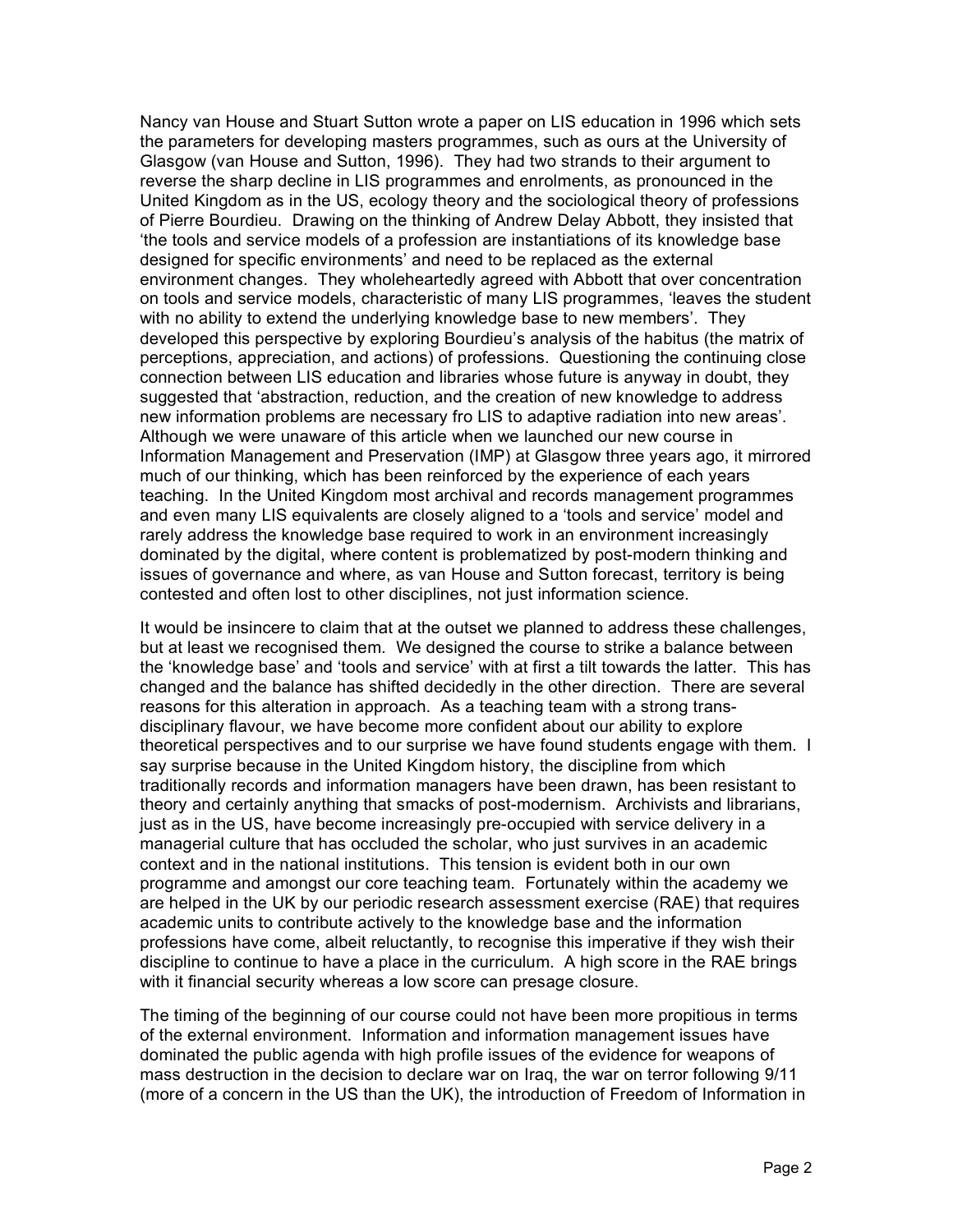Nancy van House and Stuart Sutton wrote a paper on LIS education in 1996 which sets the parameters for developing masters programmes, such as ours at the University of Glasgow (van House and Sutton, 1996). They had two strands to their argument to reverse the sharp decline in LIS programmes and enrolments, as pronounced in the United Kingdom as in the US, ecology theory and the sociological theory of professions of Pierre Bourdieu. Drawing on the thinking of Andrew Delay Abbott, they insisted that 'the tools and service models of a profession are instantiations of its knowledge base designed for specific environments' and need to be replaced as the external environment changes. They wholeheartedly agreed with Abbott that over concentration on tools and service models, characteristic of many LIS programmes, 'leaves the student with no ability to extend the underlying knowledge base to new members'. They developed this perspective by exploring Bourdieu's analysis of the habitus (the matrix of perceptions, appreciation, and actions) of professions. Questioning the continuing close connection between LIS education and libraries whose future is anyway in doubt, they suggested that 'abstraction, reduction, and the creation of new knowledge to address new information problems are necessary fro LIS to adaptive radiation into new areas'. Although we were unaware of this article when we launched our new course in Information Management and Preservation (IMP) at Glasgow three years ago, it mirrored much of our thinking, which has been reinforced by the experience of each years teaching. In the United Kingdom most archival and records management programmes and even many LIS equivalents are closely aligned to a 'tools and service' model and rarely address the knowledge base required to work in an environment increasingly dominated by the digital, where content is problematized by post-modern thinking and issues of governance and where, as van House and Sutton forecast, territory is being contested and often lost to other disciplines, not just information science.

It would be insincere to claim that at the outset we planned to address these challenges, but at least we recognised them. We designed the course to strike a balance between the 'knowledge base' and 'tools and service' with at first a tilt towards the latter. This has changed and the balance has shifted decidedly in the other direction. There are several reasons for this alteration in approach. As a teaching team with a strong trans-disciplinary flavour, we have become more confident about our ability to explore theoretical perspectives and to our surprise we have found students engage with them. I say surprise because in the United Kingdom history, the discipline from which traditionally records and information managers have been drawn, has been resistant to theory and certainly anything that smacks of post-modernism. Archivists and librarians, just as in the US, have become increasingly pre-occupied with service delivery in a managerial culture that has occluded the scholar, who just survives in an academic context and in the national institutions. This tension is evident both in our own programme and amongst our core teaching team. Fortunately within the academy we are helped in the UK by our periodic research assessment exercise (RAE) that requires academic units to contribute actively to the knowledge base and the information professions have come, albeit reluctantly, to recognise this imperative if they wish their discipline to continue to have a place in the curriculum. A high score in the RAE brings with it financial security whereas a low score can presage closure.

The timing of the beginning of our course could not have been more propitious in terms of the external environment. Information and information management issues have dominated the public agenda with high profile issues of the evidence for weapons of mass destruction in the decision to declare war on Iraq, the war on terror following 9/11 (more of a concern in the US than the UK), the introduction of Freedom of Information in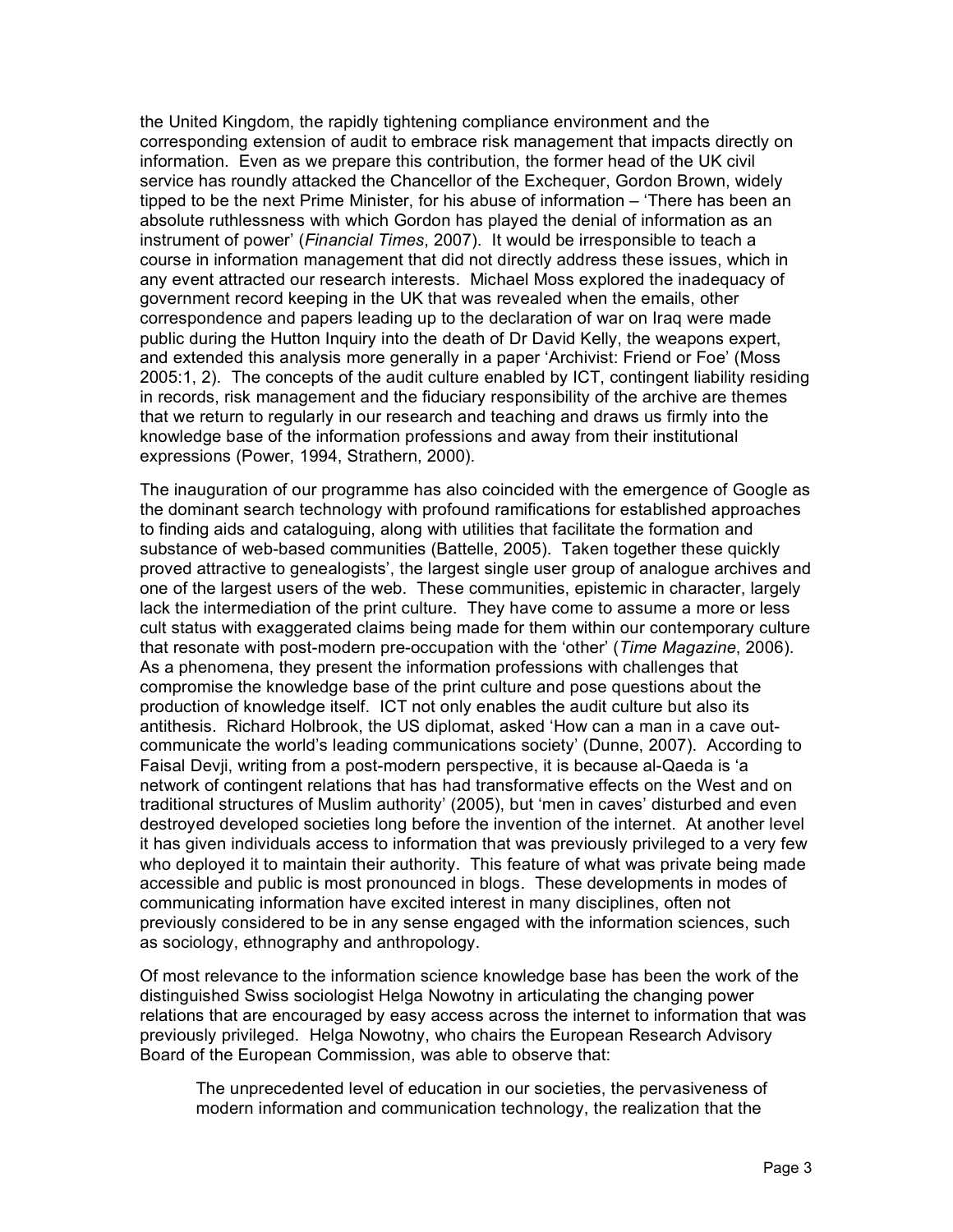the United Kingdom, the rapidly tightening compliance environment and the corresponding extension of audit to embrace risk management that impacts directly on information. Even as we prepare this contribution, the former head of the UK civil service has roundly attacked the Chancellor of the Exchequer, Gordon Brown, widely tipped to be the next Prime Minister, for his abuse of information – 'There has been an absolute ruthlessness with which Gordon has played the denial of information as an instrument of power' (*Financial Times*, 2007). It would be irresponsible to teach a course in information management that did not directly address these issues, which in any event attracted our research interests. Michael Moss explored the inadequacy of government record keeping in the UK that was revealed when the emails, other correspondence and papers leading up to the declaration of war on Iraq were made public during the Hutton Inquiry into the death of Dr David Kelly, the weapons expert, and extended this analysis more generally in a paper 'Archivist: Friend or Foe' (Moss 2005:1, 2). The concepts of the audit culture enabled by ICT, contingent liability residing in records, risk management and the fiduciary responsibility of the archive are themes that we return to regularly in our research and teaching and draws us firmly into the knowledge base of the information professions and away from their institutional expressions (Power, 1994, Strathern, 2000).

The inauguration of our programme has also coincided with the emergence of Google as the dominant search technology with profound ramifications for established approaches to finding aids and cataloguing, along with utilities that facilitate the formation and substance of web-based communities (Battelle, 2005). Taken together these quickly proved attractive to genealogists', the largest single user group of analogue archives and one of the largest users of the web. These communities, epistemic in character, largely lack the intermediation of the print culture. They have come to assume a more or less cult status with exaggerated claims being made for them within our contemporary culture that resonate with post-modern pre-occupation with the 'other' (*Time Magazine*, 2006). As a phenomena, they present the information professions with challenges that compromise the knowledge base of the print culture and pose questions about the production of knowledge itself. ICT not only enables the audit culture but also its antithesis. Richard Holbrook, the US diplomat, asked 'How can a man in a cave out-communicate the world's leading communications society' (Dunne, 2007). According to Faisal Devji, writing from a post-modern perspective, it is because al-Qaeda is 'a network of contingent relations that has had transformative effects on the West and on traditional structures of Muslim authority' (2005), but 'men in caves' disturbed and even destroyed developed societies long before the invention of the internet. At another level it has given individuals access to information that was previously privileged to a very few who deployed it to maintain their authority. This feature of what was private being made accessible and public is most pronounced in blogs. These developments in modes of communicating information have excited interest in many disciplines, often not previously considered to be in any sense engaged with the information sciences, such as sociology, ethnography and anthropology.

Of most relevance to the information science knowledge base has been the work of the distinguished Swiss sociologist Helga Nowotny in articulating the changing power relations that are encouraged by easy access across the internet to information that was previously privileged. Helga Nowotny, who chairs the European Research Advisory Board of the European Commission, was able to observe that:

> The unprecedented level of education in our societies, the pervasiveness of modern information and communication technology, the realization that the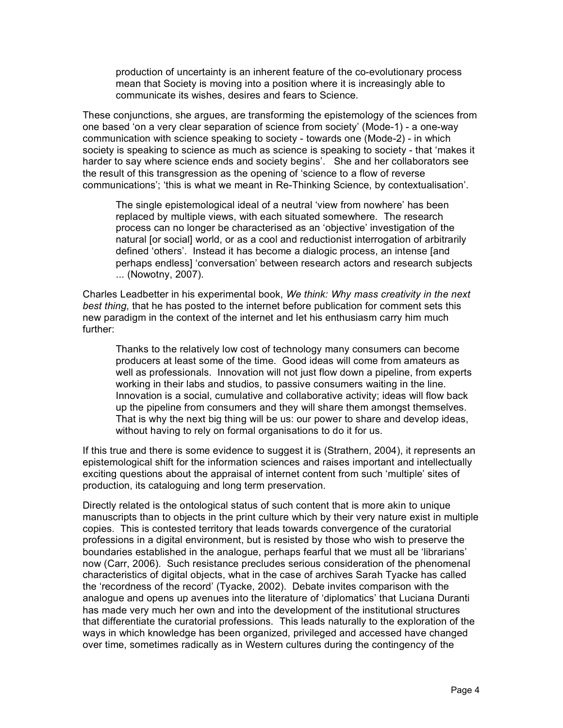> production of uncertainty is an inherent feature of the co-evolutionary process mean that Society is moving into a position where it is increasingly able to communicate its wishes, desires and fears to Science.

These conjunctions, she argues, are transforming the epistemology of the sciences from one based 'on a very clear separation of science from society' (Mode-1) - a one-way communication with science speaking to society - towards one (Mode-2) - in which society is speaking to science as much as science is speaking to society - that 'makes it harder to say where science ends and society begins'. She and her collaborators see the result of this transgression as the opening of 'science to a flow of reverse communications'; 'this is what we meant in Re-Thinking Science, by contextualisation'.

> The single epistemological ideal of a neutral 'view from nowhere' has been replaced by multiple views, with each situated somewhere. The research process can no longer be characterised as an 'objective' investigation of the natural [or social] world, or as a cool and reductionist interrogation of arbitrarily defined 'others'. Instead it has become a dialogic process, an intense [and perhaps endless] 'conversation' between research actors and research subjects ... (Nowotny, 2007).

Charles Leadbetter in his experimental book, *We think: Why mass creativity in the next best thing*, that he has posted to the internet before publication for comment sets this new paradigm in the context of the internet and let his enthusiasm carry him much further:

> Thanks to the relatively low cost of technology many consumers can become producers at least some of the time. Good ideas will come from amateurs as well as professionals. Innovation will not just flow down a pipeline, from experts working in their labs and studios, to passive consumers waiting in the line. Innovation is a social, cumulative and collaborative activity; ideas will flow back up the pipeline from consumers and they will share them amongst themselves. That is why the next big thing will be us: our power to share and develop ideas, without having to rely on formal organisations to do it for us.

If this true and there is some evidence to suggest it is (Strathern, 2004), it represents an epistemological shift for the information sciences and raises important and intellectually exciting questions about the appraisal of internet content from such 'multiple' sites of production, its cataloguing and long term preservation.

Directly related is the ontological status of such content that is more akin to unique manuscripts than to objects in the print culture which by their very nature exist in multiple copies. This is contested territory that leads towards convergence of the curatorial professions in a digital environment, but is resisted by those who wish to preserve the boundaries established in the analogue, perhaps fearful that we must all be 'librarians' now (Carr, 2006). Such resistance precludes serious consideration of the phenomenal characteristics of digital objects, what in the case of archives Sarah Tyacke has called the 'recordness of the record' (Tyacke, 2002). Debate invites comparison with the analogue and opens up avenues into the literature of 'diplomatics' that Luciana Duranti has made very much her own and into the development of the institutional structures that differentiate the curatorial professions. This leads naturally to the exploration of the ways in which knowledge has been organized, privileged and accessed have changed over time, sometimes radically as in Western cultures during the contingency of the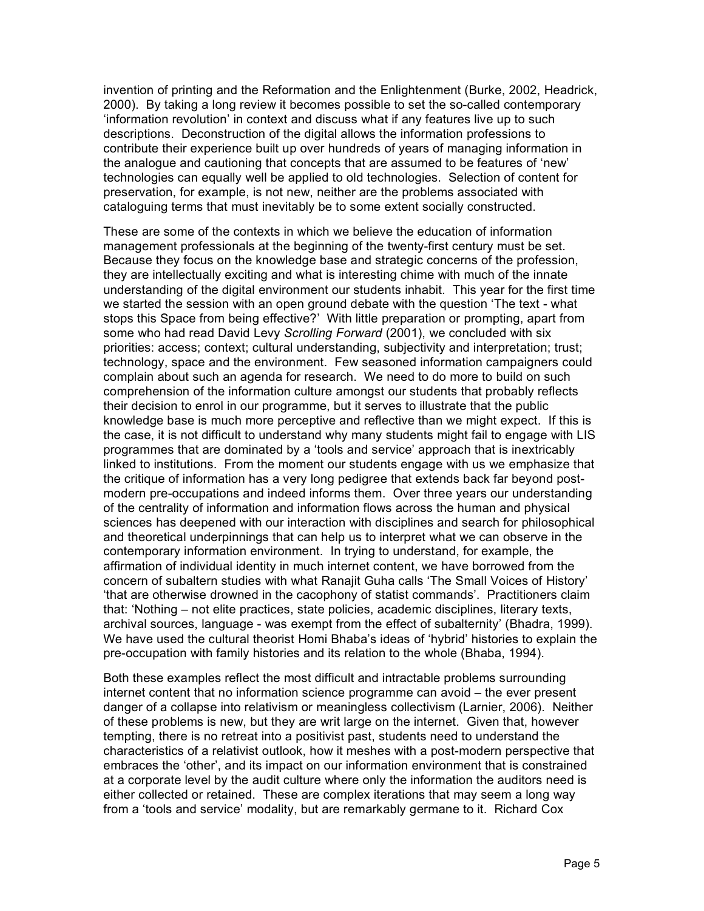invention of printing and the Reformation and the Enlightenment (Burke, 2002, Headrick, 2000). By taking a long review it becomes possible to set the so-called contemporary 'information revolution' in context and discuss what if any features live up to such descriptions. Deconstruction of the digital allows the information professions to contribute their experience built up over hundreds of years of managing information in the analogue and cautioning that concepts that are assumed to be features of 'new' technologies can equally well be applied to old technologies. Selection of content for preservation, for example, is not new, neither are the problems associated with cataloguing terms that must inevitably be to some extent socially constructed.

These are some of the contexts in which we believe the education of information management professionals at the beginning of the twenty-first century must be set. Because they focus on the knowledge base and strategic concerns of the profession, they are intellectually exciting and what is interesting chime with much of the innate understanding of the digital environment our students inhabit. This year for the first time we started the session with an open ground debate with the question 'The text - what stops this Space from being effective?' With little preparation or prompting, apart from some who had read David Levy *Scrolling Forward* (2001), we concluded with six priorities: access; context; cultural understanding, subjectivity and interpretation; trust; technology, space and the environment. Few seasoned information campaigners could complain about such an agenda for research. We need to do more to build on such comprehension of the information culture amongst our students that probably reflects their decision to enrol in our programme, but it serves to illustrate that the public knowledge base is much more perceptive and reflective than we might expect. If this is the case, it is not difficult to understand why many students might fail to engage with LIS programmes that are dominated by a 'tools and service' approach that is inextricably linked to institutions. From the moment our students engage with us we emphasize that the critique of information has a very long pedigree that extends back far beyond post-modern pre-occupations and indeed informs them. Over three years our understanding of the centrality of information and information flows across the human and physical sciences has deepened with our interaction with disciplines and search for philosophical and theoretical underpinnings that can help us to interpret what we can observe in the contemporary information environment. In trying to understand, for example, the affirmation of individual identity in much internet content, we have borrowed from the concern of subaltern studies with what Ranajit Guha calls 'The Small Voices of History' 'that are otherwise drowned in the cacophony of statist commands'. Practitioners claim that: 'Nothing – not elite practices, state policies, academic disciplines, literary texts, archival sources, language - was exempt from the effect of subalternity' (Bhadra, 1999). We have used the cultural theorist Homi Bhaba's ideas of 'hybrid' histories to explain the pre-occupation with family histories and its relation to the whole (Bhaba, 1994).

Both these examples reflect the most difficult and intractable problems surrounding internet content that no information science programme can avoid – the ever present danger of a collapse into relativism or meaningless collectivism (Larnier, 2006). Neither of these problems is new, but they are writ large on the internet. Given that, however tempting, there is no retreat into a positivist past, students need to understand the characteristics of a relativist outlook, how it meshes with a post-modern perspective that embraces the 'other', and its impact on our information environment that is constrained at a corporate level by the audit culture where only the information the auditors need is either collected or retained. These are complex iterations that may seem a long way from a 'tools and service' modality, but are remarkably germane to it. Richard Cox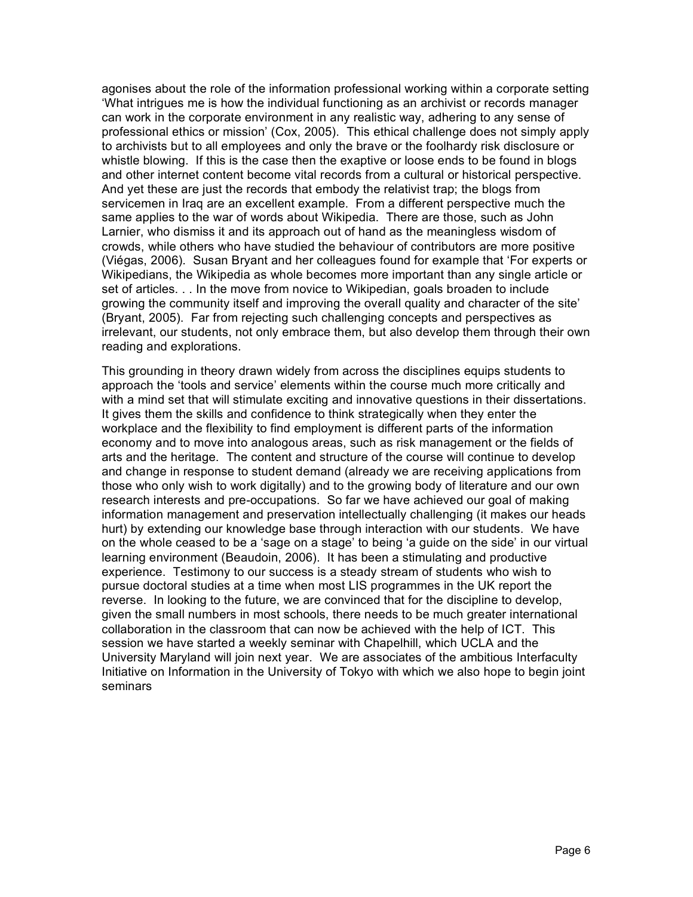agonises about the role of the information professional working within a corporate setting 'What intrigues me is how the individual functioning as an archivist or records manager can work in the corporate environment in any realistic way, adhering to any sense of professional ethics or mission' (Cox, 2005). This ethical challenge does not simply apply to archivists but to all employees and only the brave or the foolhardy risk disclosure or whistle blowing. If this is the case then the exaptive or loose ends to be found in blogs and other internet content become vital records from a cultural or historical perspective. And yet these are just the records that embody the relativist trap; the blogs from servicemen in Iraq are an excellent example. From a different perspective much the same applies to the war of words about Wikipedia. There are those, such as John Larnier, who dismiss it and its approach out of hand as the meaningless wisdom of crowds, while others who have studied the behaviour of contributors are more positive (Viégas, 2006). Susan Bryant and her colleagues found for example that 'For experts or Wikipedians, the Wikipedia as whole becomes more important than any single article or set of articles. . . In the move from novice to Wikipedian, goals broaden to include growing the community itself and improving the overall quality and character of the site' (Bryant, 2005). Far from rejecting such challenging concepts and perspectives as irrelevant, our students, not only embrace them, but also develop them through their own reading and explorations.

This grounding in theory drawn widely from across the disciplines equips students to approach the 'tools and service' elements within the course much more critically and with a mind set that will stimulate exciting and innovative questions in their dissertations. It gives them the skills and confidence to think strategically when they enter the workplace and the flexibility to find employment is different parts of the information economy and to move into analogous areas, such as risk management or the fields of arts and the heritage. The content and structure of the course will continue to develop and change in response to student demand (already we are receiving applications from those who only wish to work digitally) and to the growing body of literature and our own research interests and pre-occupations. So far we have achieved our goal of making information management and preservation intellectually challenging (it makes our heads hurt) by extending our knowledge base through interaction with our students. We have on the whole ceased to be a 'sage on a stage' to being 'a guide on the side' in our virtual learning environment (Beaudoin, 2006). It has been a stimulating and productive experience. Testimony to our success is a steady stream of students who wish to pursue doctoral studies at a time when most LIS programmes in the UK report the reverse. In looking to the future, we are convinced that for the discipline to develop, given the small numbers in most schools, there needs to be much greater international collaboration in the classroom that can now be achieved with the help of ICT. This session we have started a weekly seminar with Chapelhill, which UCLA and the University Maryland will join next year. We are associates of the ambitious Interfaculty Initiative on Information in the University of Tokyo with which we also hope to begin joint seminars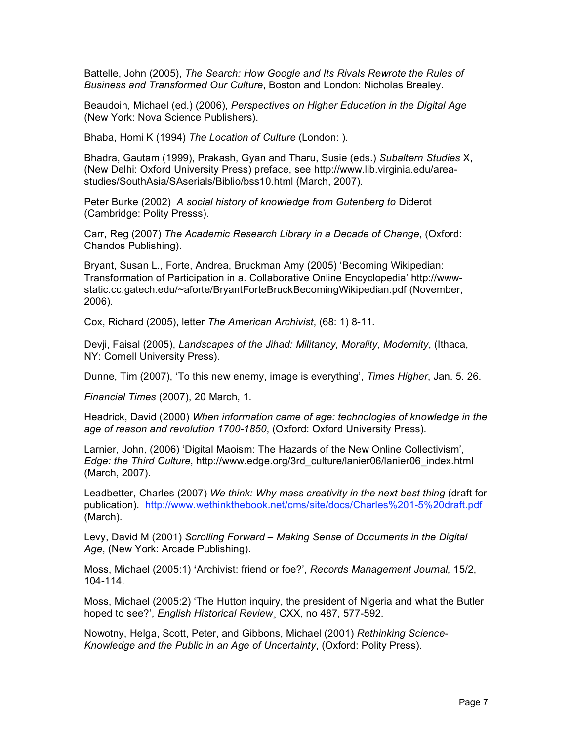Battelle, John (2005), *The Search: How Google and Its Rivals Rewrote the Rules of Business and Transformed Our Culture*, Boston and London: Nicholas Brealey.

Beaudoin, Michael (ed.) (2006), *Perspectives on Higher Education in the Digital Age* (New York: Nova Science Publishers).

Bhaba, Homi K (1994) *The Location of Culture* (London: ).

Bhadra, Gautam (1999), Prakash, Gyan and Tharu, Susie (eds.) *Subaltern Studies* X, (New Delhi: Oxford University Press) preface, see http://www.lib.virginia.edu/area-studies/SouthAsia/SAserials/Biblio/bss10.html (March, 2007).

Peter Burke (2002) *A social history of knowledge from Gutenberg to* Diderot (Cambridge: Polity Presss).

Carr, Reg (2007) *The Academic Research Library in a Decade of Change*, (Oxford: Chandos Publishing).

Bryant, Susan L., Forte, Andrea, Bruckman Amy (2005) 'Becoming Wikipedian: Transformation of Participation in a. Collaborative Online Encyclopedia' http://www-static.cc.gatech.edu/~aforte/BryantForteBruckBecomingWikipedian.pdf (November, 2006).

Cox, Richard (2005), letter *The American Archivist*, (68: 1) 8-11.

Devji, Faisal (2005), *Landscapes of the Jihad: Militancy, Morality, Modernity*, (Ithaca, NY: Cornell University Press).

Dunne, Tim (2007), 'To this new enemy, image is everything', *Times Higher*, Jan. 5. 26.

*Financial Times* (2007), 20 March, 1.

Headrick, David (2000) *When information came of age: technologies of knowledge in the age of reason and revolution 1700-1850*, (Oxford: Oxford University Press).

Larnier, John, (2006) 'Digital Maoism: The Hazards of the New Online Collectivism', *Edge: the Third Culture*, http://www.edge.org/3rd_culture/lanier06/lanier06_index.html (March, 2007).

Leadbetter, Charles (2007) *We think: Why mass creativity in the next best thing* (draft for publication). http://www.wethinkthebook.net/cms/site/docs/Charles%201-5%20draft.pdf (March).

Levy, David M (2001) *Scrolling Forward – Making Sense of Documents in the Digital Age*, (New York: Arcade Publishing).

Moss, Michael (2005:1) **'**Archivist: friend or foe?', *Records Management Journal,* 15/2, 104-114.

Moss, Michael (2005:2) 'The Hutton inquiry, the president of Nigeria and what the Butler hoped to see?', *English Historical Review¸* CXX, no 487, 577-592.

Nowotny, Helga, Scott, Peter, and Gibbons, Michael (2001) *Rethinking Science-Knowledge and the Public in an Age of Uncertainty*, (Oxford: Polity Press).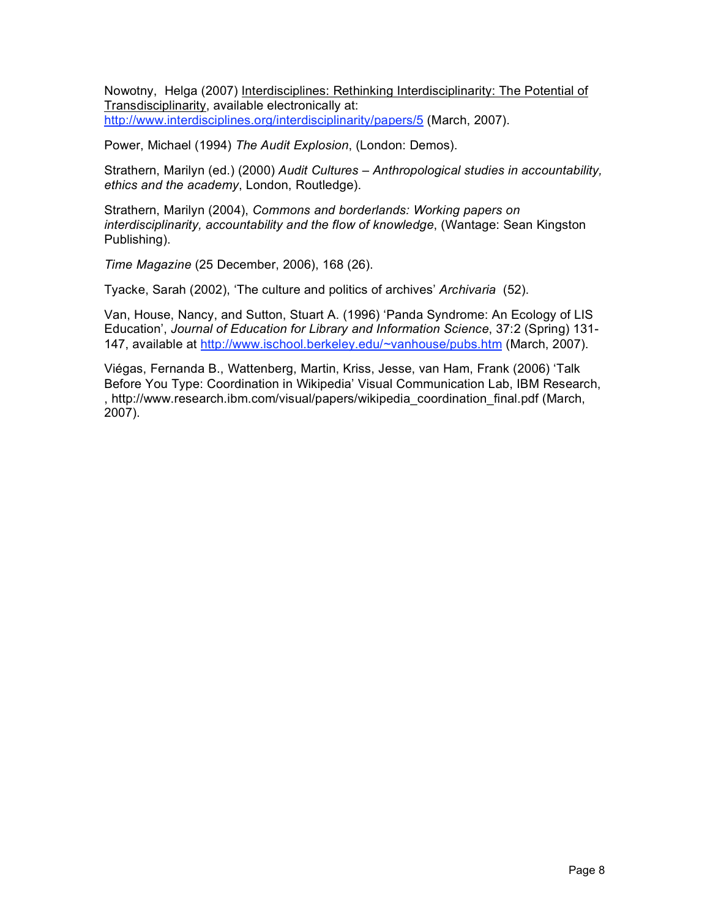Nowotny, Helga (2007) Interdisciplines: Rethinking Interdisciplinarity: The Potential of Transdisciplinarity, available electronically at: http://www.interdisciplines.org/interdisciplinarity/papers/5 (March, 2007).

Power, Michael (1994) *The Audit Explosion*, (London: Demos).

Strathern, Marilyn (ed.) (2000) *Audit Cultures – Anthropological studies in accountability, ethics and the academy*, London, Routledge).

Strathern, Marilyn (2004), *Commons and borderlands: Working papers on interdisciplinarity, accountability and the flow of knowledge*, (Wantage: Sean Kingston Publishing).

*Time Magazine* (25 December, 2006), 168 (26).

Tyacke, Sarah (2002), 'The culture and politics of archives' *Archivaria* (52).

Van, House, Nancy, and Sutton, Stuart A. (1996) 'Panda Syndrome: An Ecology of LIS Education', *Journal of Education for Library and Information Science*, 37:2 (Spring) 131-147, available at http://www.ischool.berkeley.edu/~vanhouse/pubs.htm (March, 2007).

Viégas, Fernanda B., Wattenberg, Martin, Kriss, Jesse, van Ham, Frank (2006) 'Talk Before You Type: Coordination in Wikipedia' Visual Communication Lab, IBM Research, , http://www.research.ibm.com/visual/papers/wikipedia_coordination_final.pdf (March, 2007).